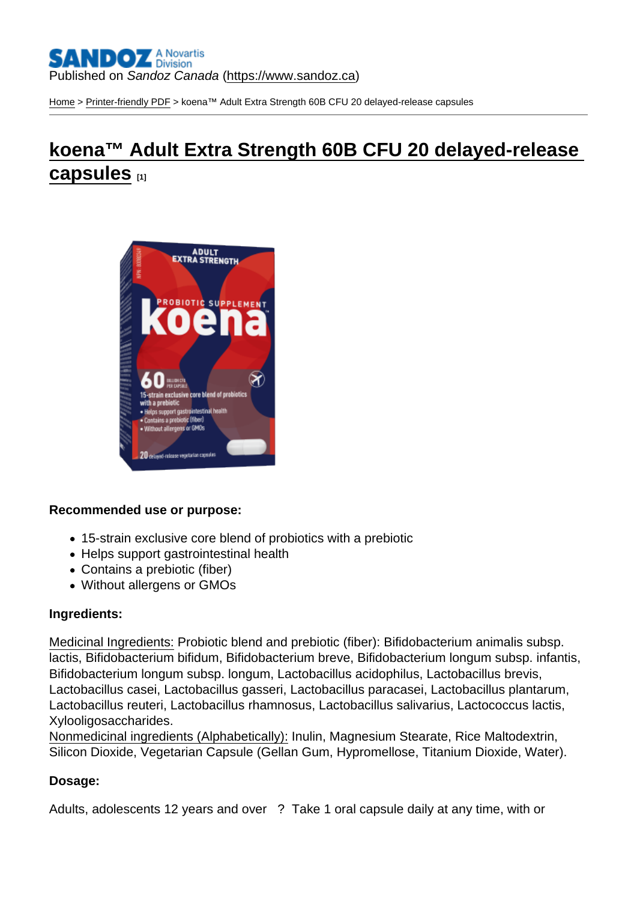Published on *Sandoz Canada* (https://www.sandoz.ca)

Home > Printer-friendly PDF > koena™ Adult Extra Strength 60B CFU 20 delayed-release capsules

# koena™ Adult Extra Strength 60B CFU 20 delayed-release capsules [1]

**Recommended use or purpose:**

- 15-strain exclusive core blend of probiotics with a prebiotic
- Helps support gastrointestinal health
- Contains a prebiotic (fiber)
- Without allergens or GMOs

**Ingredients:**

Medicinal Ingredients: Probiotic blend and prebiotic (fiber): Bifidobacterium animalis subsp. lactis, Bifidobacterium bifidum, Bifidobacterium breve, Bifidobacterium longum subsp. infantis, Bifidobacterium longum subsp. longum, Lactobacillus acidophilus, Lactobacillus brevis, Lactobacillus casei, Lactobacillus gasseri, Lactobacillus paracasei, Lactobacillus plantarum, Lactobacillus reuteri, Lactobacillus rhamnosus, Lactobacillus salivarius, Lactococcus lactis, Xylooligosaccharides.
Nonmedicinal ingredients (Alphabetically): Inulin, Magnesium Stearate, Rice Maltodextrin, Silicon Dioxide, Vegetarian Capsule (Gellan Gum, Hypromellose, Titanium Dioxide, Water).

**Dosage:**

Adults, adolescents 12 years and over ? Take 1 oral capsule daily at any time, with or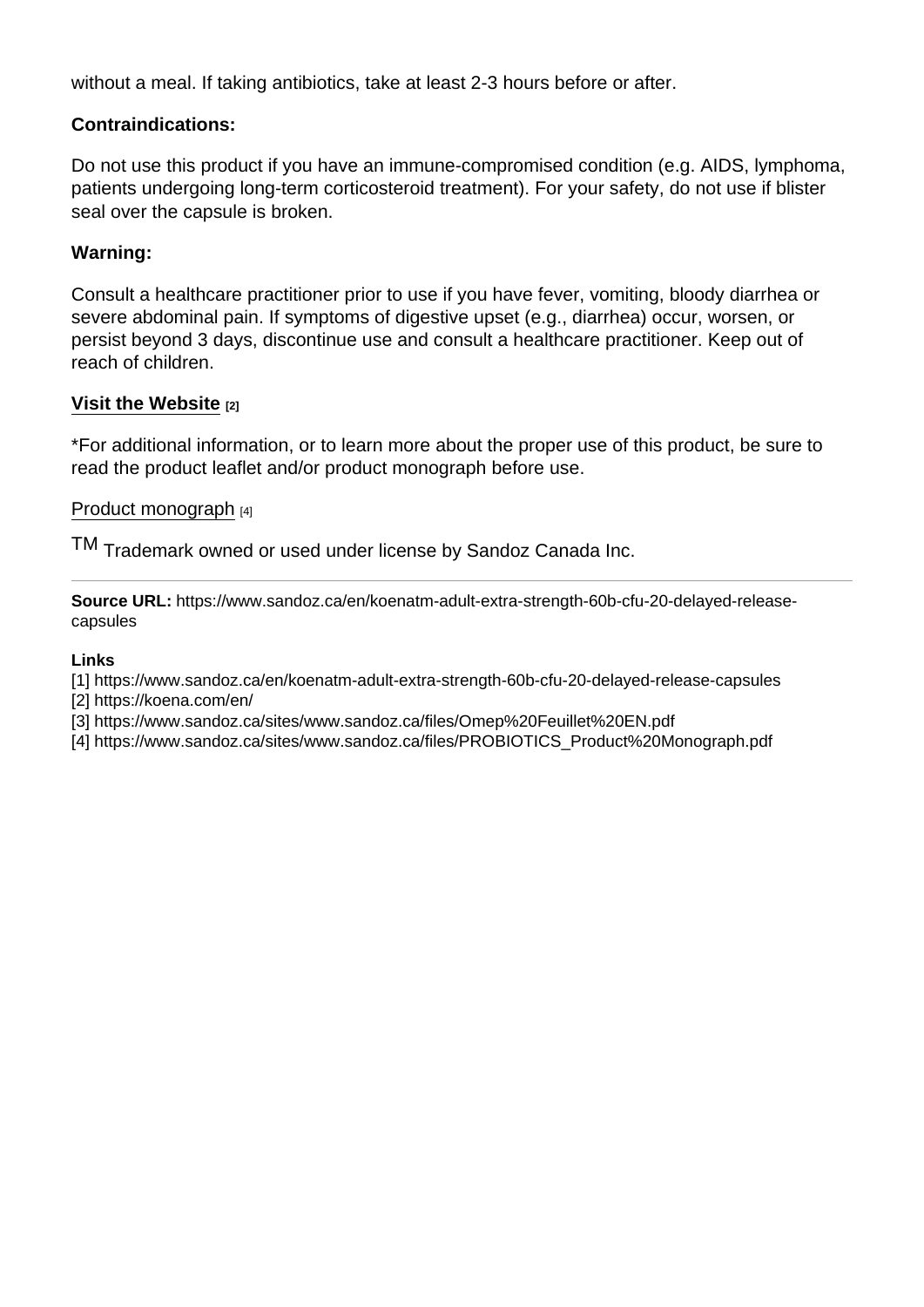without a meal. If taking antibiotics, take at least 2-3 hours before or after.

**Contraindications:**

Do not use this product if you have an immune-compromised condition (e.g. AIDS, lymphoma, patients undergoing long-term corticosteroid treatment). For your safety, do not use if blister seal over the capsule is broken.

**Warning:**

Consult a healthcare practitioner prior to use if you have fever, vomiting, bloody diarrhea or severe abdominal pain. If symptoms of digestive upset (e.g., diarrhea) occur, worsen, or persist beyond 3 days, discontinue use and consult a healthcare practitioner. Keep out of reach of children.

**Visit the Website** [2]

*For additional information, or to learn more about the proper use of this product, be sure to read the product leaflet and/or product monograph before use.

Product monograph [4]

TM Trademark owned or used under license by Sandoz Canada Inc.

---

**Source URL:** https://www.sandoz.ca/en/koenatm-adult-extra-strength-60b-cfu-20-delayed-release-capsules

**Links**
[1] https://www.sandoz.ca/en/koenatm-adult-extra-strength-60b-cfu-20-delayed-release-capsules
[2] https://koena.com/en/
[3] https://www.sandoz.ca/sites/www.sandoz.ca/files/Omep%20Feuillet%20EN.pdf
[4] https://www.sandoz.ca/sites/www.sandoz.ca/files/PROBIOTICS_Product%20Monograph.pdf